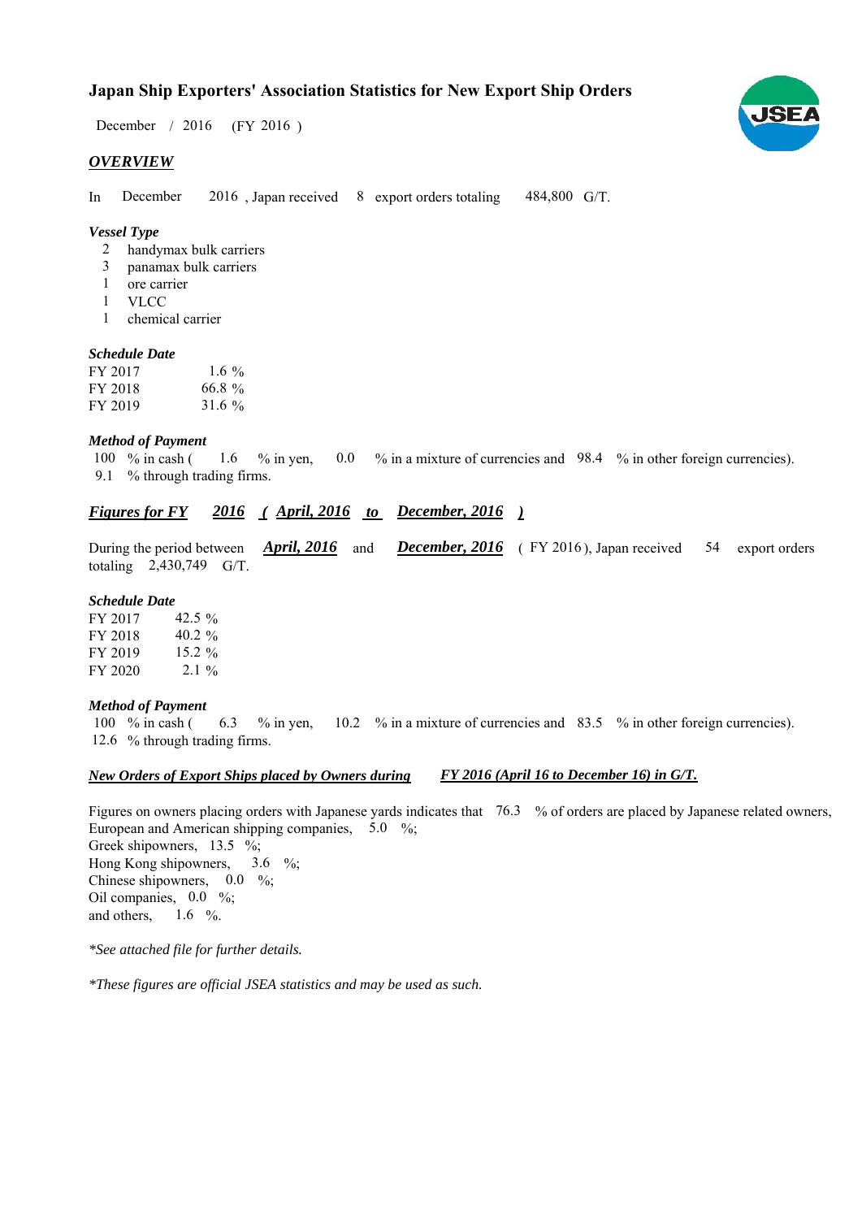# Japan Ship Exporters' Association Statistics for New Export Ship Orders

December / 2016 (FY 2016 )

## *OVERVIEW*

In December 2016 , Japan received 8 export orders totaling 484,800 G/T.

### *Vessel Type*

- 2 handymax bulk carriers
- 3 panamax bulk carriers
- 1 ore carrier
- 1 VLCC
- 1 chemical carrier

### *Schedule Date*

| | |
|---|---|
| FY 2017 | 1.6 % |
| FY 2018 | 66.8 % |
| FY 2019 | 31.6 % |

### *Method of Payment*

100 % in cash ( 1.6 % in yen, 0.0 % in a mixture of currencies and 98.4 % in other foreign currencies).
9.1 % through trading firms.

## *Figures for FY 2016 ( April, 2016 to December, 2016 )*

During the period between ***April, 2016*** and ***December, 2016*** ( FY 2016 ), Japan received 54 export orders totaling 2,430,749 G/T.

### *Schedule Date*

| | |
|---|---|
| FY 2017 | 42.5 % |
| FY 2018 | 40.2 % |
| FY 2019 | 15.2 % |
| FY 2020 | 2.1 % |

### *Method of Payment*

100 % in cash ( 6.3 % in yen, 10.2 % in a mixture of currencies and 83.5 % in other foreign currencies).
12.6 % through trading firms.

## *New Orders of Export Ships placed by Owners during FY 2016 (April 16 to December 16) in G/T.*

Figures on owners placing orders with Japanese yards indicates that 76.3 % of orders are placed by Japanese related owners,
European and American shipping companies, 5.0 %;
Greek shipowners, 13.5 %;
Hong Kong shipowners, 3.6 %;
Chinese shipowners, 0.0 %;
Oil companies, 0.0 %;
and others, 1.6 %.

*\*See attached file for further details.*

*\*These figures are official JSEA statistics and may be used as such.*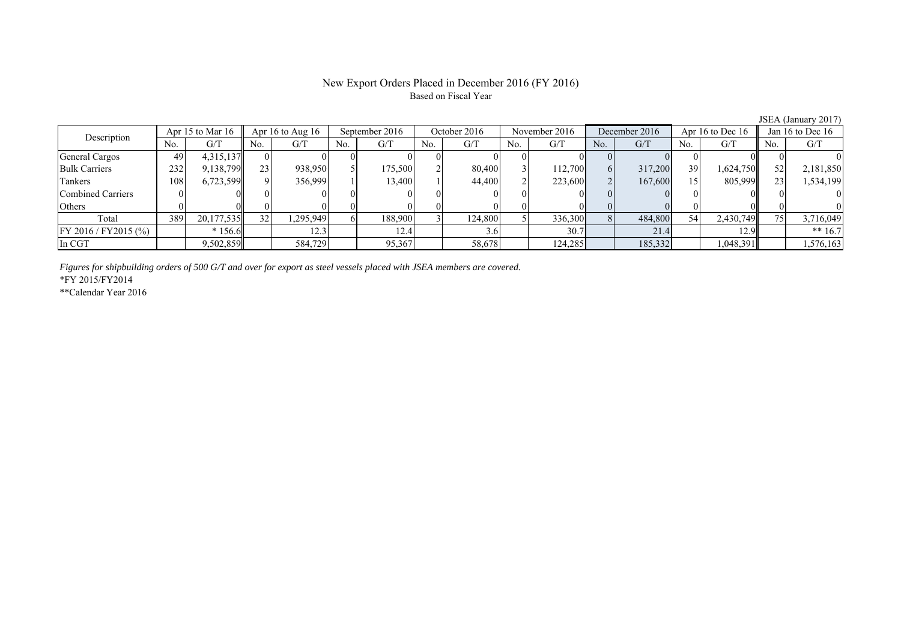# New Export Orders Placed in December 2016 (FY 2016)

Based on Fiscal Year

JSEA (January 2017)

| Description | Apr 15 to Mar 16 | | Apr 16 to Aug 16 | | September 2016 | | October 2016 | | November 2016 | | December 2016 | | Apr 16 to Dec 16 | | Jan 16 to Dec 16 | |
|---|---|---|---|---|---|---|---|---|---|---|---|---|---|---|---|---|
| | No. | G/T | No. | G/T | No. | G/T | No. | G/T | No. | G/T | No. | G/T | No. | G/T | No. | G/T |
| General Cargos | 49 | 4,315,137 | 0 | 0 | 0 | 0 | 0 | 0 | 0 | 0 | 0 | 0 | 0 | 0 | 0 | 0 |
| Bulk Carriers | 232 | 9,138,799 | 23 | 938,950 | 5 | 175,500 | 2 | 80,400 | 3 | 112,700 | 6 | 317,200 | 39 | 1,624,750 | 52 | 2,181,850 |
| Tankers | 108 | 6,723,599 | 9 | 356,999 | 1 | 13,400 | 1 | 44,400 | 2 | 223,600 | 2 | 167,600 | 15 | 805,999 | 23 | 1,534,199 |
| Combined Carriers | 0 | 0 | 0 | 0 | 0 | 0 | 0 | 0 | 0 | 0 | 0 | 0 | 0 | 0 | 0 | 0 |
| Others | 0 | 0 | 0 | 0 | 0 | 0 | 0 | 0 | 0 | 0 | 0 | 0 | 0 | 0 | 0 | 0 |
| Total | 389 | 20,177,535 | 32 | 1,295,949 | 6 | 188,900 | 3 | 124,800 | 5 | 336,300 | 8 | 484,800 | 54 | 2,430,749 | 75 | 3,716,049 |
| FY 2016 / FY2015 (%) | | * 156.6 | | 12.3 | | 12.4 | | 3.6 | | 30.7 | | 21.4 | | 12.9 | | ** 16.7 |
| In CGT | | 9,502,859 | | 584,729 | | 95,367 | | 58,678 | | 124,285 | | 185,332 | | 1,048,391 | | 1,576,163 |

*Figures for shipbuilding orders of 500 G/T and over for export as steel vessels placed with JSEA members are covered.*

*FY 2015/FY2014

**Calendar Year 2016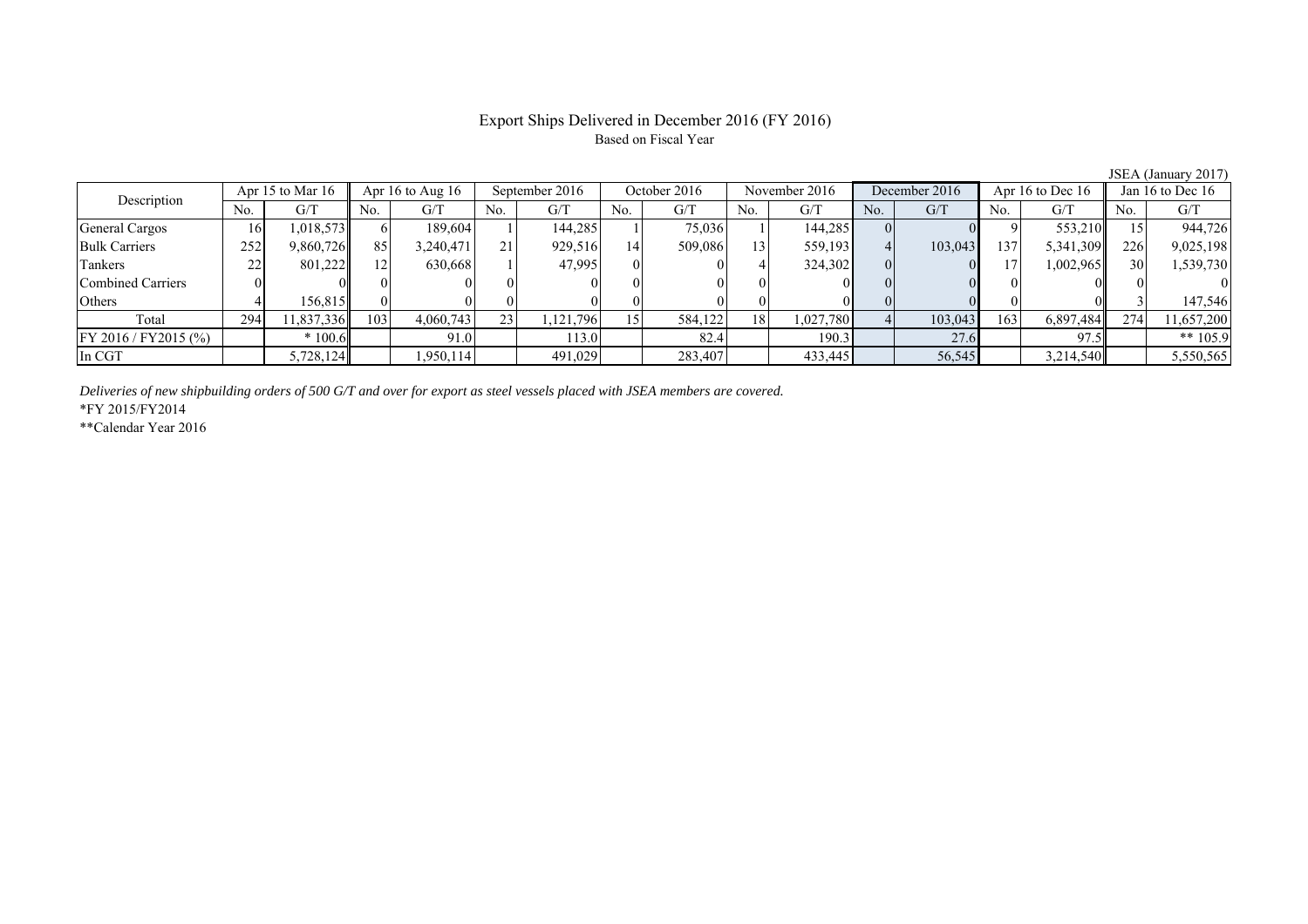# Export Ships Delivered in December 2016 (FY 2016)

Based on Fiscal Year

JSEA (January 2017)

| Description | Apr 15 to Mar 16 | | Apr 16 to Aug 16 | | September 2016 | | October 2016 | | November 2016 | | December 2016 | | Apr 16 to Dec 16 | | Jan 16 to Dec 16 | |
|---|---|---|---|---|---|---|---|---|---|---|---|---|---|---|---|---|
| | No. | G/T | No. | G/T | No. | G/T | No. | G/T | No. | G/T | No. | G/T | No. | G/T | No. | G/T |
| General Cargos | 16 | 1,018,573 | 6 | 189,604 | 1 | 144,285 | 1 | 75,036 | 1 | 144,285 | 0 | 0 | 9 | 553,210 | 15 | 944,726 |
| Bulk Carriers | 252 | 9,860,726 | 85 | 3,240,471 | 21 | 929,516 | 14 | 509,086 | 13 | 559,193 | 4 | 103,043 | 137 | 5,341,309 | 226 | 9,025,198 |
| Tankers | 22 | 801,222 | 12 | 630,668 | 1 | 47,995 | 0 | 0 | 4 | 324,302 | 0 | 0 | 17 | 1,002,965 | 30 | 1,539,730 |
| Combined Carriers | 0 | 0 | 0 | 0 | 0 | 0 | 0 | 0 | 0 | 0 | 0 | 0 | 0 | 0 | 0 | 0 |
| Others | 4 | 156,815 | 0 | 0 | 0 | 0 | 0 | 0 | 0 | 0 | 0 | 0 | 0 | 0 | 3 | 147,546 |
| Total | 294 | 11,837,336 | 103 | 4,060,743 | 23 | 1,121,796 | 15 | 584,122 | 18 | 1,027,780 | 4 | 103,043 | 163 | 6,897,484 | 274 | 11,657,200 |
| FY 2016 / FY2015 (%) | | * 100.6 | | 91.0 | | 113.0 | | 82.4 | | 190.3 | | 27.6 | | 97.5 | | ** 105.9 |
| In CGT | | 5,728,124 | | 1,950,114 | | 491,029 | | 283,407 | | 433,445 | | 56,545 | | 3,214,540 | | 5,550,565 |

*Deliveries of new shipbuilding orders of 500 G/T and over for export as steel vessels placed with JSEA members are covered.*

*FY 2015/FY2014

**Calendar Year 2016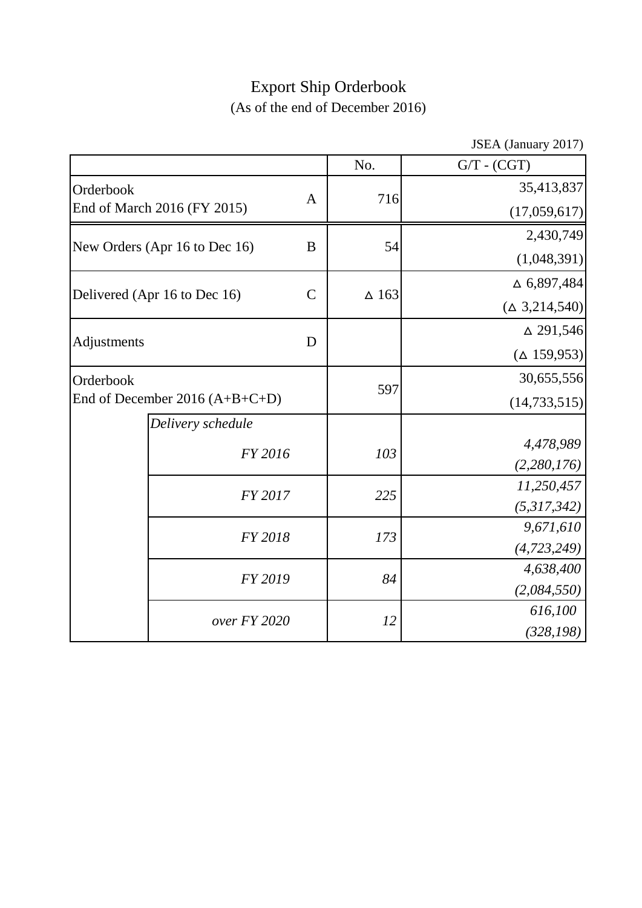# Export Ship Orderbook

(As of the end of December 2016)

JSEA (January 2017)

| | | | No. | G/T - (CGT) |
|---|---|---|---|---|
| Orderbook<br>End of March 2016 (FY 2015) | | A | 716 | 35,413,837<br>(17,059,617) |
| New Orders (Apr 16 to Dec 16) | | B | 54 | 2,430,749<br>(1,048,391) |
| Delivered (Apr 16 to Dec 16) | | C | ∆ 163 | ∆ 6,897,484<br>(∆ 3,214,540) |
| Adjustments | | D | | ∆ 291,546<br>(∆ 159,953) |
| Orderbook<br>End of December 2016 (A+B+C+D) | | | 597 | 30,655,556<br>(14,733,515) |
| | *Delivery schedule*<br>*FY 2016* | | *103* | *4,478,989*<br>*(2,280,176)* |
| | *FY 2017* | | *225* | *11,250,457*<br>*(5,317,342)* |
| | *FY 2018* | | *173* | *9,671,610*<br>*(4,723,249)* |
| | *FY 2019* | | *84* | *4,638,400*<br>*(2,084,550)* |
| | *over FY 2020* | | *12* | *616,100*<br>*(328,198)* |